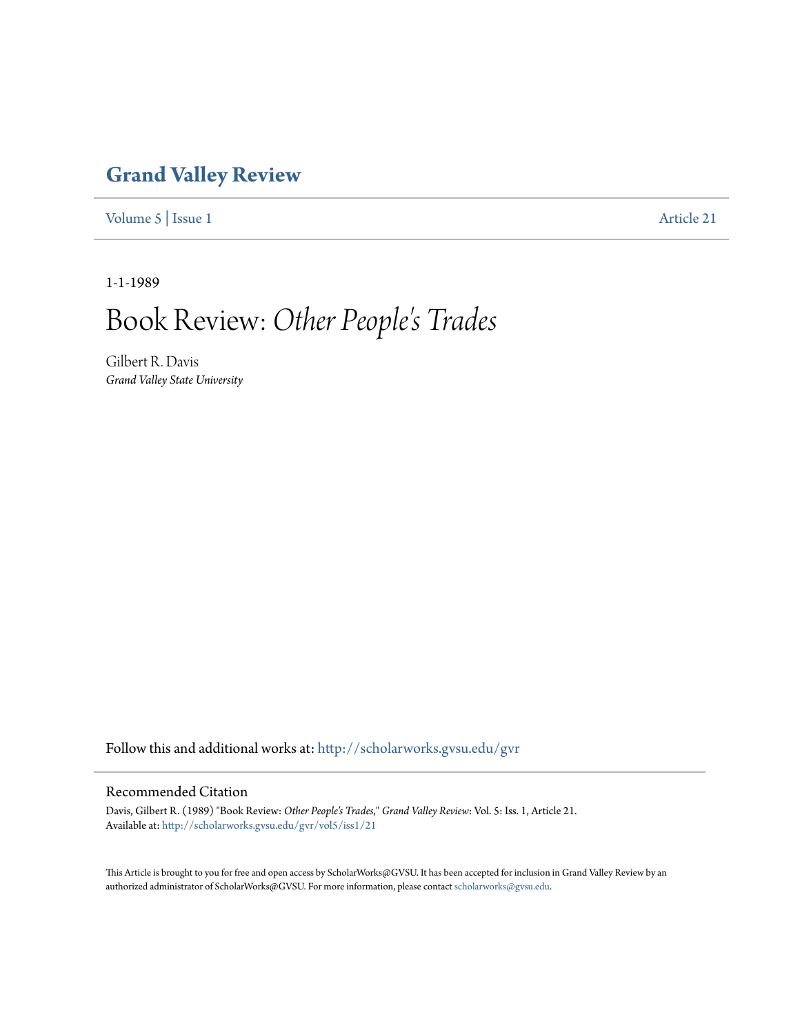# Grand Valley Review

Volume 5 | Issue 1 Article 21

1-1-1989

# Book Review: *Other People's Trades*

Gilbert R. Davis
*Grand Valley State University*

Follow this and additional works at: http://scholarworks.gvsu.edu/gvr

## Recommended Citation

Davis, Gilbert R. (1989) "Book Review: *Other People's Trades*," *Grand Valley Review*: Vol. 5: Iss. 1, Article 21.
Available at: http://scholarworks.gvsu.edu/gvr/vol5/iss1/21

This Article is brought to you for free and open access by ScholarWorks@GVSU. It has been accepted for inclusion in Grand Valley Review by an authorized administrator of ScholarWorks@GVSU. For more information, please contact scholarworks@gvsu.edu.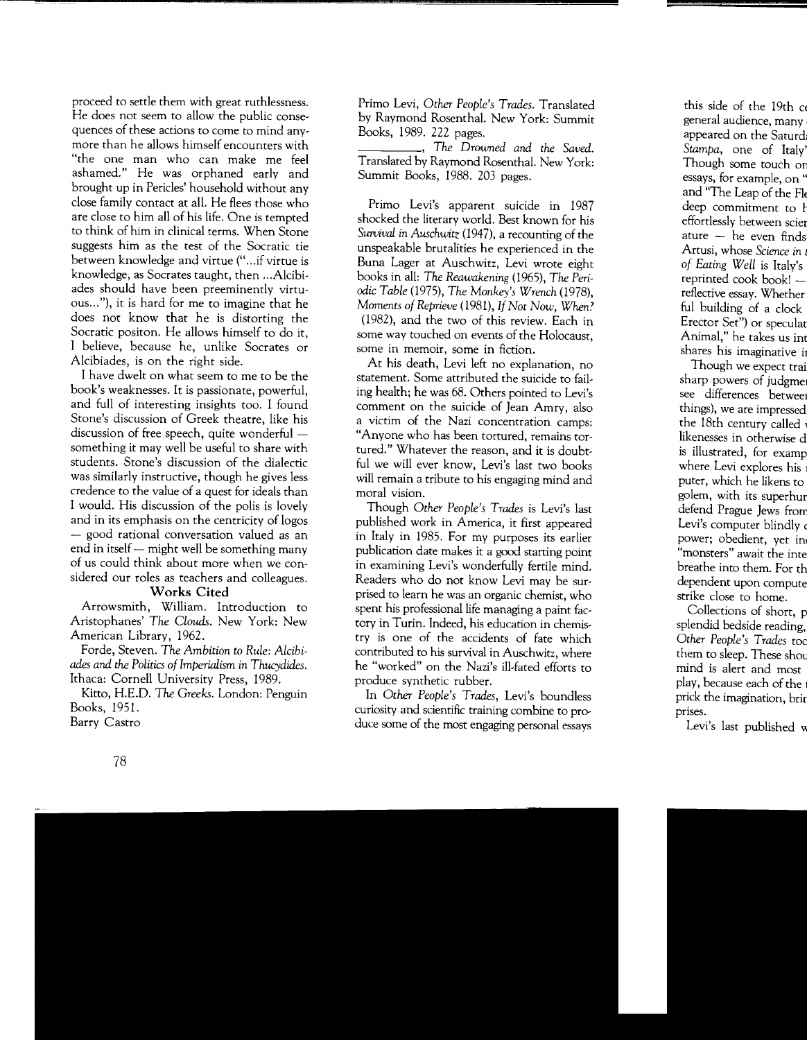proceed to settle them with great ruthlessness. He does not seem to allow the public consequences of these actions to come to mind anymore than he allows himself encounters with "the one man who can make me feel ashamed." He was orphaned early and brought up in Pericles' household without any close family contact at all. He flees those who are close to him all of his life. One is tempted to think of him in clinical terms. When Stone suggests him as the test of the Socratic tie between knowledge and virtue ("...if virtue is knowledge, as Socrates taught, then ...Alcibiades should have been preeminently virtuous..."), it is hard for me to imagine that he does not know that he is distorting the Socratic positon. He allows himself to do it, I believe, because he, unlike Socrates or Alcibiades, is on the right side.

I have dwelt on what seem to me to be the book's weaknesses. It is passionate, powerful, and full of interesting insights too. I found Stone's discussion of Greek theatre, like his discussion of free speech, quite wonderful — something it may well be useful to share with students. Stone's discussion of the dialectic was similarly instructive, though he gives less credence to the value of a quest for ideals than I would. His discussion of the polis is lovely and in its emphasis on the centricity of logos — good rational conversation valued as an end in itself — might well be something many of us could think about more when we considered our roles as teachers and colleagues.

### Works Cited

Arrowsmith, William. Introduction to Aristophanes' *The Clouds*. New York: New American Library, 1962.

Forde, Steven. *The Ambition to Rule: Alcibiades and the Politics of Imperialism in Thucydides*. Ithaca: Cornell University Press, 1989.

Kitto, H.E.D. *The Greeks*. London: Penguin Books, 1951.

Barry Castro

Primo Levi, *Other People's Trades*. Translated by Raymond Rosenthal. New York: Summit Books, 1989. 222 pages.

\_\_\_\_\_\_\_\_\_\_, *The Drowned and the Saved*. Translated by Raymond Rosenthal. New York: Summit Books, 1988. 203 pages.

Primo Levi's apparent suicide in 1987 shocked the literary world. Best known for his *Survival in Auschwitz* (1947), a recounting of the unspeakable brutalities he experienced in the Buna Lager at Auschwitz, Levi wrote eight books in all: *The Reawakening* (1965), *The Periodic Table* (1975), *The Monkey's Wrench* (1978), *Moments of Reprieve* (1981), *If Not Now, When?* (1982), and the two of this review. Each in some way touched on events of the Holocaust, some in memoir, some in fiction.

At his death, Levi left no explanation, no statement. Some attributed the suicide to failing health; he was 68. Others pointed to Levi's comment on the suicide of Jean Amry, also a victim of the Nazi concentration camps: "Anyone who has been tortured, remains tortured." Whatever the reason, and it is doubtful we will ever know, Levi's last two books will remain a tribute to his engaging mind and moral vision.

Though *Other People's Trades* is Levi's last published work in America, it first appeared in Italy in 1985. For my purposes its earlier publication date makes it a good starting point in examining Levi's wonderfully fertile mind. Readers who do not know Levi may be surprised to learn he was an organic chemist, who spent his professional life managing a paint factory in Turin. Indeed, his education in chemistry is one of the accidents of fate which contributed to his survival in Auschwitz, where he "worked" on the Nazi's ill-fated efforts to produce synthetic rubber.

In *Other People's Trades*, Levi's boundless curiosity and scientific training combine to produce some of the most engaging personal essays

this side of the 19th c[...] general audience, many [...] appeared on the Saturd[...] *Stampa*, one of Italy'[...] Though some touch on [...] essays, for example, on "[...] and "The Leap of the Fle[...] deep commitment to [...] effortlessly between scie[...] ature — he even finds [...] Artusi, whose *Science in* [...] *of Eating Well* is Italy's [...] reprinted cook book! — [...] reflective essay. Whether [...] ful building of a clock [...] Erector Set") or speculat[...] Animal," he takes us int[...] shares his imaginative i[...]

Though we expect trai[...] sharp powers of judgme[...] see differences betwee[...] things), we are impressed [...] the 18th century called [...] likenesses in otherwise d[...] is illustrated, for examp[...] where Levi explores his [...] puter, which he likens to [...] golem, with its superhur[...] defend Prague Jews from [...] Levi's computer blindly [...] power; obedient, yet in[...] "monsters" await the inte[...] breathe into them. For th[...] dependent upon compute[...] strike close to home.

Collections of short, p[...] splendid bedside reading, [...] *Other People's Trades* to[...] them to sleep. These shou[...] mind is alert and most [...] play, because each of the [...] prick the imagination, brin[...] prises.

Levi's last published w[...]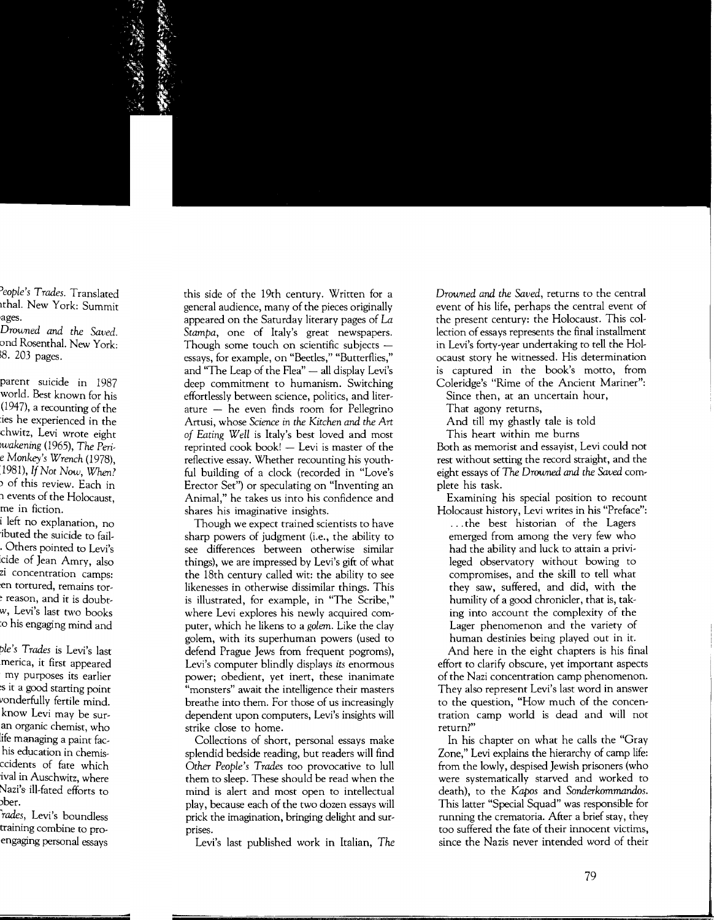*People's Trades*. Translated ...nthal. New York: Summit ...ages.

*Drowned and the Saved*. ...ond Rosenthal. New York: ...88. 203 pages.

...parent suicide in 1987 ...world. Best known for his ...(1947), a recounting of the ...ies he experienced in the ...chwitz, Levi wrote eight ...*wakening* (1965), *The Peri-*...*e Monkey's Wrench* (1978), ...1981), *If Not Now, When?* ...o of this review. Each in ...n events of the Holocaust, ...me in fiction.

...i left no explanation, no ...ributed the suicide to fail-... Others pointed to Levi's ...icide of Jean Amry, also ...zi concentration camps: ...en tortured, remains tor-...e reason, and it is doubt-...w, Levi's last two books ...o his engaging mind and

...*ple's Trades* is Levi's last ...merica, it first appeared ...my purposes its earlier ...s it a good starting point ...wonderfully fertile mind. ...know Levi may be sur-...an organic chemist, who ...life managing a paint fac-...his education in chemis-...ccidents of fate which ...ival in Auschwitz, where ...Nazi's ill-fated efforts to ...ober.

...*Trades*, Levi's boundless ...training combine to pro-...engaging personal essays this side of the 19th century. Written for a general audience, many of the pieces originally appeared on the Saturday literary pages of *La Stampa*, one of Italy's great newspapers. Though some touch on scientific subjects — essays, for example, on "Beetles," "Butterflies," and "The Leap of the Flea" — all display Levi's deep commitment to humanism. Switching effortlessly between science, politics, and literature — he even finds room for Pellegrino Artusi, whose *Science in the Kitchen and the Art of Eating Well* is Italy's best loved and most reprinted cook book! — Levi is master of the reflective essay. Whether recounting his youthful building of a clock (recorded in "Love's Erector Set") or speculating on "Inventing an Animal," he takes us into his confidence and shares his imaginative insights.

Though we expect trained scientists to have sharp powers of judgment (i.e., the ability to see differences between otherwise similar things), we are impressed by Levi's gift of what the 18th century called wit: the ability to see likenesses in otherwise dissimilar things. This is illustrated, for example, in "The Scribe," where Levi explores his newly acquired computer, which he likens to a *golem*. Like the clay golem, with its superhuman powers (used to defend Prague Jews from frequent pogroms), Levi's computer blindly displays *its* enormous power; obedient, yet inert, these inanimate "monsters" await the intelligence their masters breathe into them. For those of us increasingly dependent upon computers, Levi's insights will strike close to home.

Collections of short, personal essays make splendid bedside reading, but readers will find *Other People's Trades* too provocative to lull them to sleep. These should be read when the mind is alert and most open to intellectual play, because each of the two dozen essays will prick the imagination, bringing delight and surprises.

Levi's last published work in Italian, *The Drowned and the Saved*, returns to the central event of his life, perhaps the central event of the present century: the Holocaust. This collection of essays represents the final installment in Levi's forty-year undertaking to tell the Holocaust story he witnessed. His determination is captured in the book's motto, from Coleridge's "Rime of the Ancient Mariner":

> Since then, at an uncertain hour,
> That agony returns,
> And till my ghastly tale is told
> This heart within me burns

Both as memorist and essayist, Levi could not rest without setting the record straight, and the eight essays of *The Drowned and the Saved* complete his task.

Examining his special position to recount Holocaust history, Levi writes in his "Preface":

> ...the best historian of the Lagers emerged from among the very few who had the ability and luck to attain a privileged observatory without bowing to compromises, and the skill to tell what they saw, suffered, and did, with the humility of a good chronicler, that is, taking into account the complexity of the Lager phenomenon and the variety of human destinies being played out in it.

And here in the eight chapters is his final effort to clarify obscure, yet important aspects of the Nazi concentration camp phenomenon. They also represent Levi's last word in answer to the question, "How much of the concentration camp world is dead and will not return?"

In his chapter on what he calls the "Gray Zone," Levi explains the hierarchy of camp life: from the lowly, despised Jewish prisoners (who were systematically starved and worked to death), to the *Kapos* and *Sonderkommandos*. This latter "Special Squad" was responsible for running the crematoria. After a brief stay, they too suffered the fate of their innocent victims, since the Nazis never intended word of their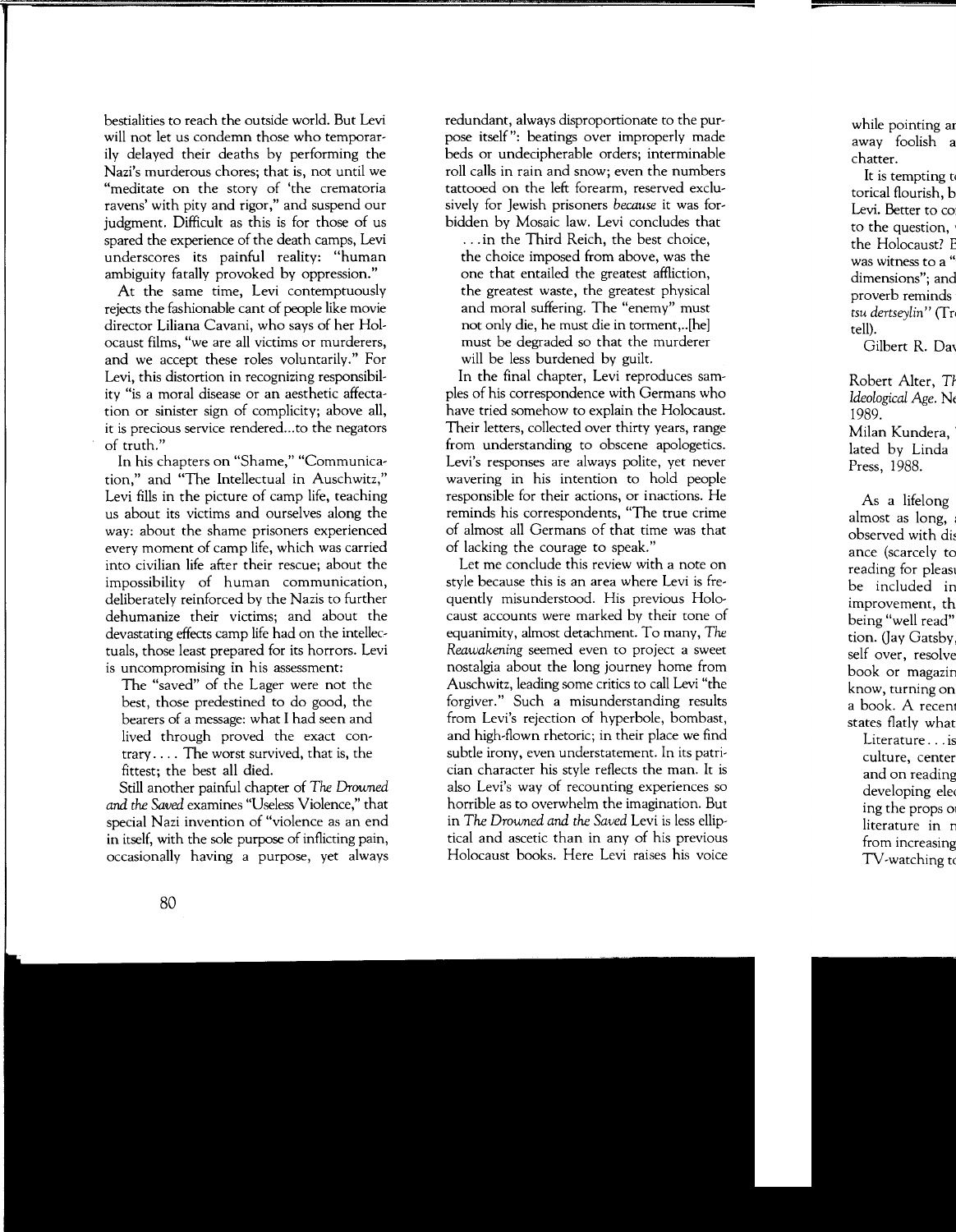bestialities to reach the outside world. But Levi will not let us condemn those who temporarily delayed their deaths by performing the Nazi's murderous chores; that is, not until we "meditate on the story of 'the crematoria ravens' with pity and rigor," and suspend our judgment. Difficult as this is for those of us spared the experience of the death camps, Levi underscores its painful reality: "human ambiguity fatally provoked by oppression."

At the same time, Levi contemptuously rejects the fashionable cant of people like movie director Liliana Cavani, who says of her Holocaust films, "we are all victims or murderers, and we accept these roles voluntarily." For Levi, this distortion in recognizing responsibility "is a moral disease or an aesthetic affectation or sinister sign of complicity; above all, it is precious service rendered...to the negators of truth."

In his chapters on "Shame," "Communication," and "The Intellectual in Auschwitz," Levi fills in the picture of camp life, teaching us about its victims and ourselves along the way: about the shame prisoners experienced every moment of camp life, which was carried into civilian life after their rescue; about the impossibility of human communication, deliberately reinforced by the Nazis to further dehumanize their victims; and about the devastating effects camp life had on the intellectuals, those least prepared for its horrors. Levi is uncompromising in his assessment:

> The "saved" of the Lager were not the best, those predestined to do good, the bearers of a message: what I had seen and lived through proved the exact contrary.... The worst survived, that is, the fittest; the best all died.

Still another painful chapter of *The Drowned and the Saved* examines "Useless Violence," that special Nazi invention of "violence as an end in itself, with the sole purpose of inflicting pain, occasionally having a purpose, yet always redundant, always disproportionate to the purpose itself": beatings over improperly made beds or undecipherable orders; interminable roll calls in rain and snow; even the numbers tattooed on the left forearm, reserved exclusively for Jewish prisoners *because* it was forbidden by Mosaic law. Levi concludes that

> ...in the Third Reich, the best choice, the choice imposed from above, was the one that entailed the greatest affliction, the greatest waste, the greatest physical and moral suffering. The "enemy" must not only die, he must die in torment,..[he] must be degraded so that the murderer will be less burdened by guilt.

In the final chapter, Levi reproduces samples of his correspondence with Germans who have tried somehow to explain the Holocaust. Their letters, collected over thirty years, range from understanding to obscene apologetics. Levi's responses are always polite, yet never wavering in his intention to hold people responsible for their actions, or inactions. He reminds his correspondents, "The true crime of almost all Germans of that time was that of lacking the courage to speak."

Let me conclude this review with a note on style because this is an area where Levi is frequently misunderstood. His previous Holocaust accounts were marked by their tone of equanimity, almost detachment. To many, *The Reawakening* seemed even to project a sweet nostalgia about the long journey home from Auschwitz, leading some critics to call Levi "the forgiver." Such a misunderstanding results from Levi's rejection of hyperbole, bombast, and high-flown rhetoric; in their place we find subtle irony, even understatement. In its patrician character his style reflects the man. It is also Levi's way of recounting experiences so horrible as to overwhelm the imagination. But in *The Drowned and the Saved* Levi is less elliptical and ascetic than in any of his previous Holocaust books. Here Levi raises his voice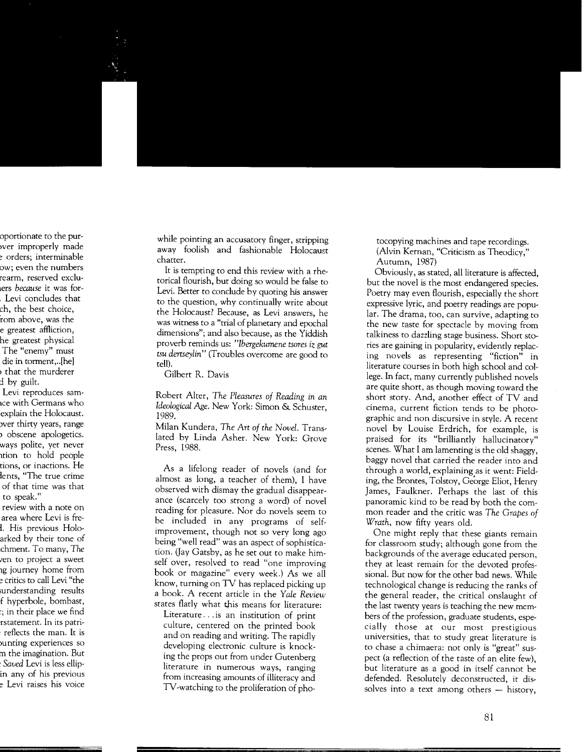while pointing an accusatory finger, stripping away foolish and fashionable Holocaust chatter.

It is tempting to end this review with a rhetorical flourish, but doing so would be false to Levi. Better to conclude by quoting his answer to the question, why continually write about the Holocaust? Because, as Levi answers, he was witness to a "trial of planetary and epochal dimensions"; and also because, as the Yiddish proverb reminds us: "*Ibergekumene tsores iz gut tsu dertseylin*" (Troubles overcome are good to tell).

Gilbert R. Davis

Robert Alter, *The Pleasures of Reading in an Ideological Age.* New York: Simon & Schuster, 1989.

Milan Kundera, *The Art of the Novel.* Translated by Linda Asher. New York: Grove Press, 1988.

As a lifelong reader of novels (and for almost as long, a teacher of them), I have observed with dismay the gradual disappearance (scarcely too strong a word) of novel reading for pleasure. Nor do novels seem to be included in any programs of self-improvement, though not so very long ago being "well read" was an aspect of sophistication. (Jay Gatsby, as he set out to make himself over, resolved to read "one improving book or magazine" every week.) As we all know, turning on TV has replaced picking up a book. A recent article in the *Yale Review* states flatly what this means for literature:

> Literature . . . is an institution of print culture, centered on the printed book and on reading and writing. The rapidly developing electronic culture is knocking the props out from under Gutenberg literature in numerous ways, ranging from increasing amounts of illiteracy and TV-watching to the proliferation of photocopying machines and tape recordings. (Alvin Kernan, "Criticism as Theodicy," Autumn, 1987)

Obviously, as stated, all literature is affected, but the novel is the most endangered species. Poetry may even flourish, especially the short expressive lyric, and poetry readings are popular. The drama, too, can survive, adapting to the new taste for spectacle by moving from talkiness to dazzling stage business. Short stories are gaining in popularity, evidently replacing novels as representing "fiction" in literature courses in both high school and college. In fact, many currently published novels are quite short, as though moving toward the short story. And, another effect of TV and cinema, current fiction tends to be photographic and non discursive in style. A recent novel by Louise Erdrich, for example, is praised for its "brilliantly hallucinatory" scenes. What I am lamenting is the old shaggy, baggy novel that carried the reader into and through a world, explaining as it went: Fielding, the Brontes, Tolstoy, George Eliot, Henry James, Faulkner. Perhaps the last of this panoramic kind to be read by both the common reader and the critic was *The Grapes of Wrath*, now fifty years old.

One might reply that these giants remain for classroom study; although gone from the backgrounds of the average educated person, they at least remain for the devoted professional. But now for the other bad news. While technological change is reducing the ranks of the general reader, the critical onslaught of the last twenty years is teaching the new members of the profession, graduate students, especially those at our most prestigious universities, that to study great literature is to chase a chimaera: not only is "great" suspect (a reflection of the taste of an elite few), but literature as a good in itself cannot be defended. Resolutely deconstructed, it dissolves into a text among others — history,